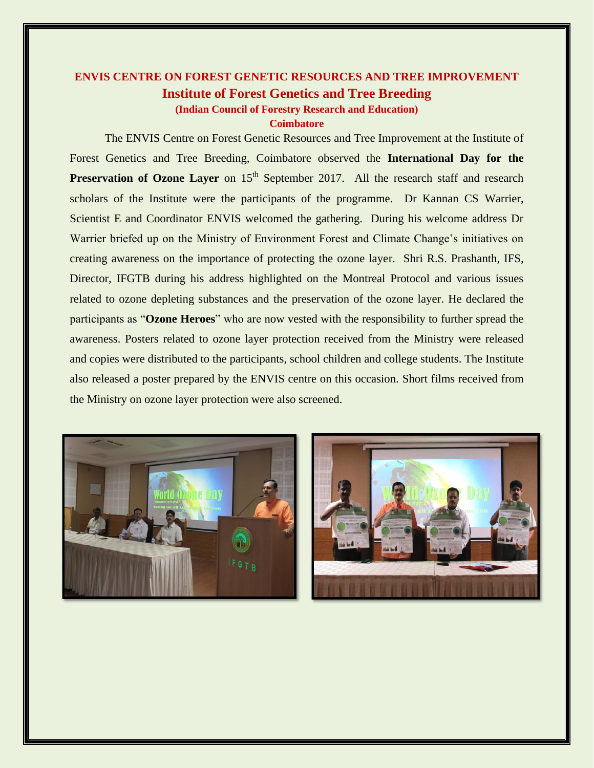# ENVIS CENTRE ON FOREST GENETIC RESOURCES AND TREE IMPROVEMENT

## Institute of Forest Genetics and Tree Breeding

### (Indian Council of Forestry Research and Education)

### Coimbatore

The ENVIS Centre on Forest Genetic Resources and Tree Improvement at the Institute of Forest Genetics and Tree Breeding, Coimbatore observed the **International Day for the Preservation of Ozone Layer** on 15th September 2017. All the research staff and research scholars of the Institute were the participants of the programme. Dr Kannan CS Warrier, Scientist E and Coordinator ENVIS welcomed the gathering. During his welcome address Dr Warrier briefed up on the Ministry of Environment Forest and Climate Change's initiatives on creating awareness on the importance of protecting the ozone layer. Shri R.S. Prashanth, IFS, Director, IFGTB during his address highlighted on the Montreal Protocol and various issues related to ozone depleting substances and the preservation of the ozone layer. He declared the participants as "**Ozone Heroes**" who are now vested with the responsibility to further spread the awareness. Posters related to ozone layer protection received from the Ministry were released and copies were distributed to the participants, school children and college students. The Institute also released a poster prepared by the ENVIS centre on this occasion. Short films received from the Ministry on ozone layer protection were also screened.